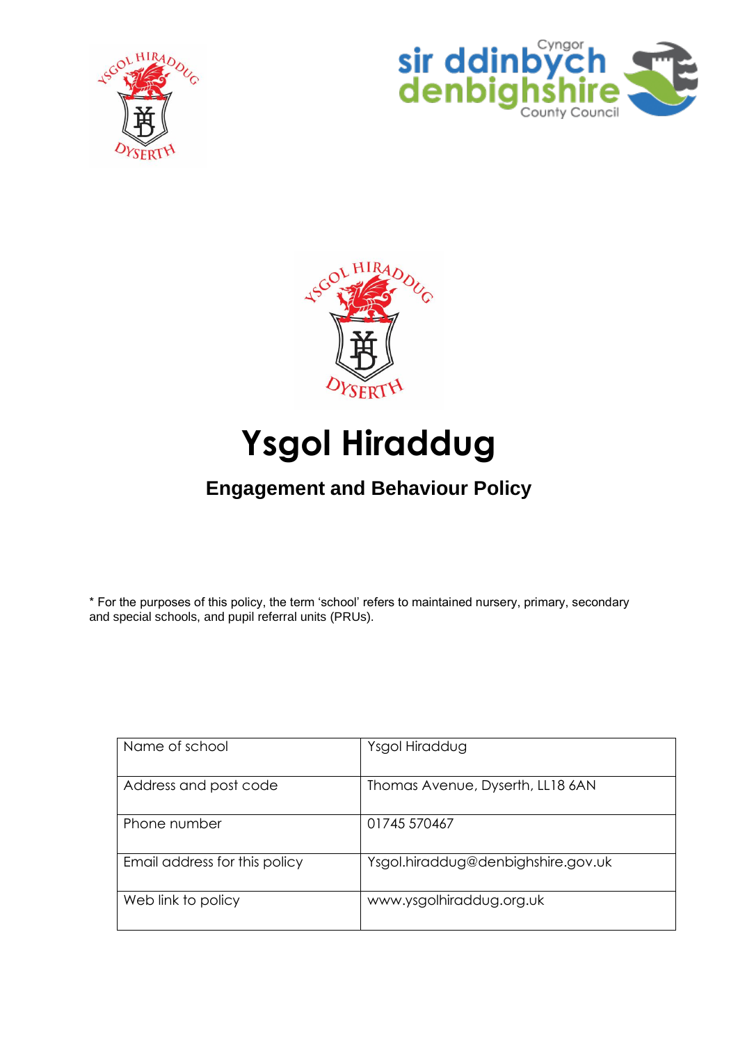# Ysgol Hiraddug

## Engagement and Behaviour Policy

* For the purposes of this policy, the term 'school' refers to maintained nursery, primary, secondary and special schools, and pupil referral units (PRUs).

| | |
|---|---|
| Name of school | Ysgol Hiraddug |
| Address and post code | Thomas Avenue, Dyserth, LL18 6AN |
| Phone number | 01745 570467 |
| Email address for this policy | Ysgol.hiraddug@denbighshire.gov.uk |
| Web link to policy | www.ysgolhiraddug.org.uk |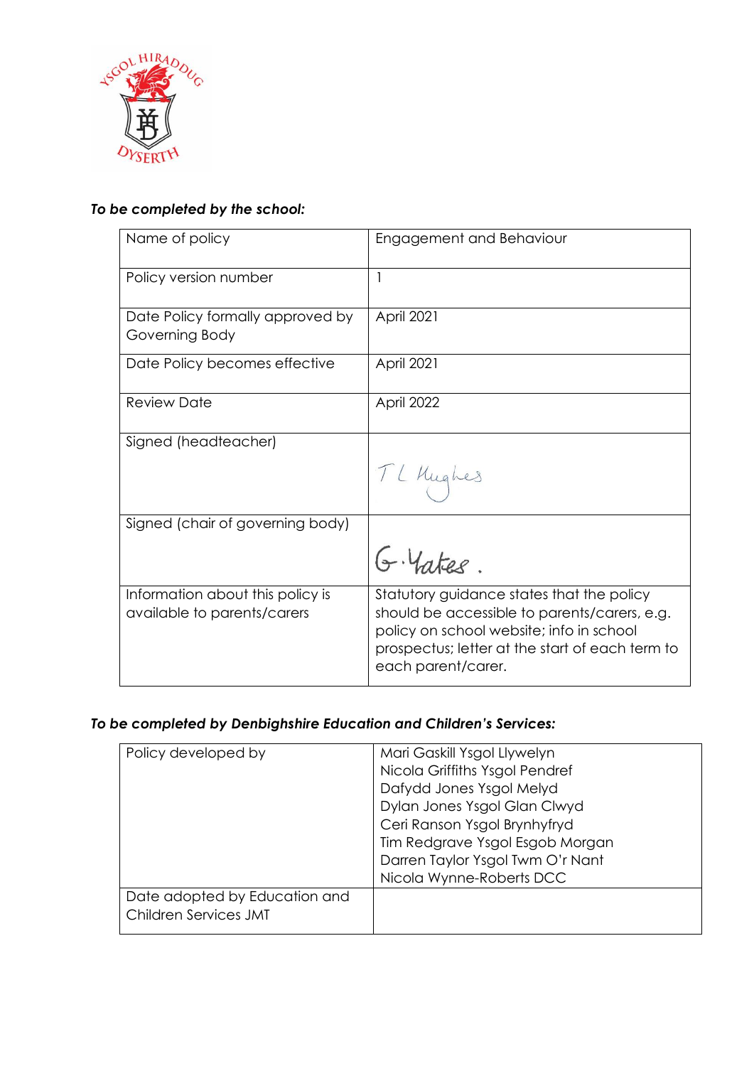*To be completed by the school:*

| Name of policy | Engagement and Behaviour |
|---|---|
| Policy version number | 1 |
| Date Policy formally approved by Governing Body | April 2021 |
| Date Policy becomes effective | April 2021 |
| Review Date | April 2022 |
| Signed (headteacher) | T L Hughes |
| Signed (chair of governing body) | G. Yates. |
| Information about this policy is available to parents/carers | Statutory guidance states that the policy should be accessible to parents/carers, e.g. policy on school website; info in school prospectus; letter at the start of each term to each parent/carer. |

*To be completed by Denbighshire Education and Children's Services:*

| Policy developed by | Mari Gaskill Ysgol Llywelyn<br>Nicola Griffiths Ysgol Pendref<br>Dafydd Jones Ysgol Melyd<br>Dylan Jones Ysgol Glan Clwyd<br>Ceri Ranson Ysgol Brynhyfryd<br>Tim Redgrave Ysgol Esgob Morgan<br>Darren Taylor Ysgol Twm O'r Nant<br>Nicola Wynne-Roberts DCC |
|---|---|
| Date adopted by Education and Children Services JMT | |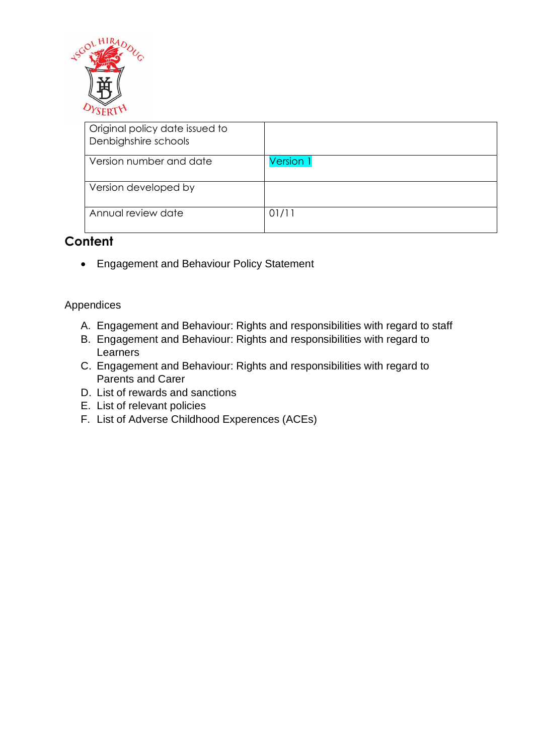| Original policy date issued to Denbighshire schools | |
| --- | --- |
| Version number and date | Version 1 |
| Version developed by | |
| Annual review date | 01/11 |

## Content

- Engagement and Behaviour Policy Statement

Appendices

A. Engagement and Behaviour: Rights and responsibilities with regard to staff
B. Engagement and Behaviour: Rights and responsibilities with regard to Learners
C. Engagement and Behaviour: Rights and responsibilities with regard to Parents and Carer
D. List of rewards and sanctions
E. List of relevant policies
F. List of Adverse Childhood Experences (ACEs)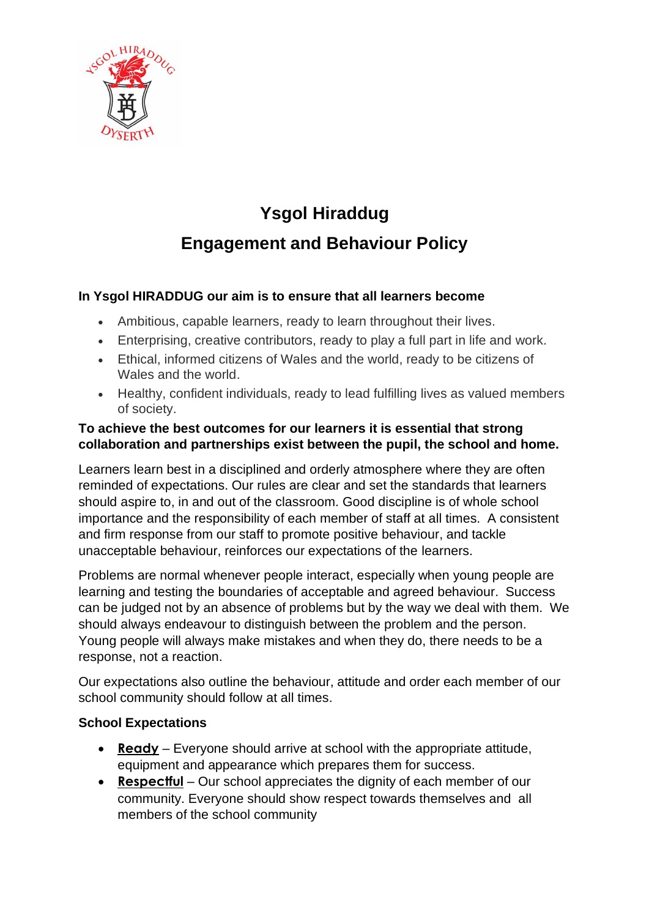# Ysgol Hiraddug

# Engagement and Behaviour Policy

**In Ysgol HIRADDUG our aim is to ensure that all learners become**

- Ambitious, capable learners, ready to learn throughout their lives.
- Enterprising, creative contributors, ready to play a full part in life and work.
- Ethical, informed citizens of Wales and the world, ready to be citizens of Wales and the world.
- Healthy, confident individuals, ready to lead fulfilling lives as valued members of society.

**To achieve the best outcomes for our learners it is essential that strong collaboration and partnerships exist between the pupil, the school and home.**

Learners learn best in a disciplined and orderly atmosphere where they are often reminded of expectations. Our rules are clear and set the standards that learners should aspire to, in and out of the classroom. Good discipline is of whole school importance and the responsibility of each member of staff at all times. A consistent and firm response from our staff to promote positive behaviour, and tackle unacceptable behaviour, reinforces our expectations of the learners.

Problems are normal whenever people interact, especially when young people are learning and testing the boundaries of acceptable and agreed behaviour. Success can be judged not by an absence of problems but by the way we deal with them. We should always endeavour to distinguish between the problem and the person. Young people will always make mistakes and when they do, there needs to be a response, not a reaction.

Our expectations also outline the behaviour, attitude and order each member of our school community should follow at all times.

**School Expectations**

- **Ready** – Everyone should arrive at school with the appropriate attitude, equipment and appearance which prepares them for success.
- **Respectful** – Our school appreciates the dignity of each member of our community. Everyone should show respect towards themselves and all members of the school community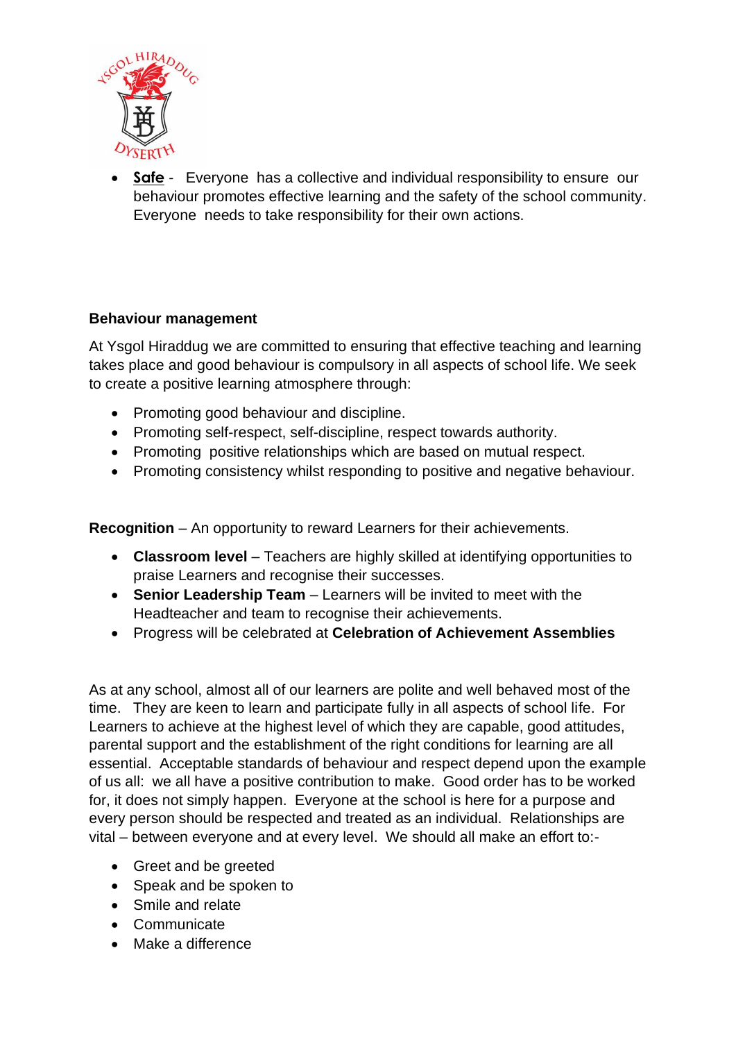- **Safe** - Everyone has a collective and individual responsibility to ensure our behaviour promotes effective learning and the safety of the school community. Everyone needs to take responsibility for their own actions.

**Behaviour management**

At Ysgol Hiraddug we are committed to ensuring that effective teaching and learning takes place and good behaviour is compulsory in all aspects of school life. We seek to create a positive learning atmosphere through:

- Promoting good behaviour and discipline.
- Promoting self-respect, self-discipline, respect towards authority.
- Promoting positive relationships which are based on mutual respect.
- Promoting consistency whilst responding to positive and negative behaviour.

**Recognition** – An opportunity to reward Learners for their achievements.

- **Classroom level** – Teachers are highly skilled at identifying opportunities to praise Learners and recognise their successes.
- **Senior Leadership Team** – Learners will be invited to meet with the Headteacher and team to recognise their achievements.
- Progress will be celebrated at **Celebration of Achievement Assemblies**

As at any school, almost all of our learners are polite and well behaved most of the time. They are keen to learn and participate fully in all aspects of school life. For Learners to achieve at the highest level of which they are capable, good attitudes, parental support and the establishment of the right conditions for learning are all essential. Acceptable standards of behaviour and respect depend upon the example of us all: we all have a positive contribution to make. Good order has to be worked for, it does not simply happen. Everyone at the school is here for a purpose and every person should be respected and treated as an individual. Relationships are vital – between everyone and at every level. We should all make an effort to:-

- Greet and be greeted
- Speak and be spoken to
- Smile and relate
- Communicate
- Make a difference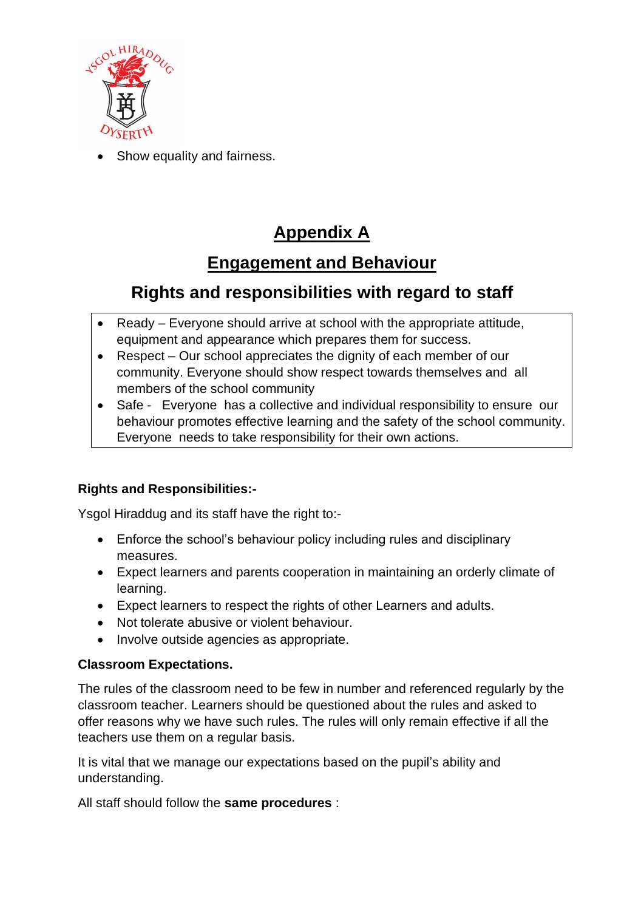- Show equality and fairness.

# Appendix A

## Engagement and Behaviour

## Rights and responsibilities with regard to staff

- Ready – Everyone should arrive at school with the appropriate attitude, equipment and appearance which prepares them for success.
- Respect – Our school appreciates the dignity of each member of our community. Everyone should show respect towards themselves and all members of the school community
- Safe - Everyone has a collective and individual responsibility to ensure our behaviour promotes effective learning and the safety of the school community. Everyone needs to take responsibility for their own actions.

**Rights and Responsibilities:-**

Ysgol Hiraddug and its staff have the right to:-

- Enforce the school's behaviour policy including rules and disciplinary measures.
- Expect learners and parents cooperation in maintaining an orderly climate of learning.
- Expect learners to respect the rights of other Learners and adults.
- Not tolerate abusive or violent behaviour.
- Involve outside agencies as appropriate.

**Classroom Expectations.**

The rules of the classroom need to be few in number and referenced regularly by the classroom teacher. Learners should be questioned about the rules and asked to offer reasons why we have such rules. The rules will only remain effective if all the teachers use them on a regular basis.

It is vital that we manage our expectations based on the pupil's ability and understanding.

All staff should follow the **same procedures** :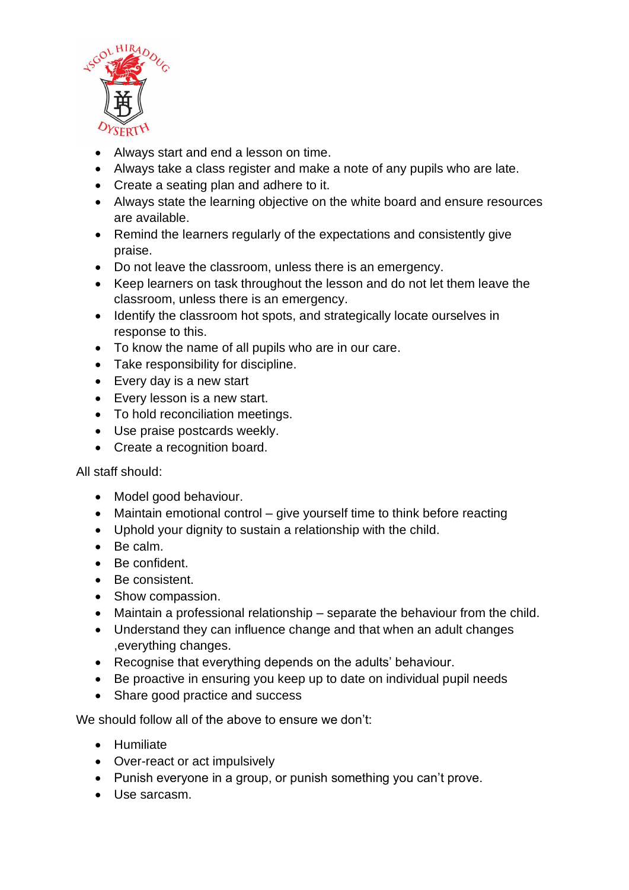- Always start and end a lesson on time.
- Always take a class register and make a note of any pupils who are late.
- Create a seating plan and adhere to it.
- Always state the learning objective on the white board and ensure resources are available.
- Remind the learners regularly of the expectations and consistently give praise.
- Do not leave the classroom, unless there is an emergency.
- Keep learners on task throughout the lesson and do not let them leave the classroom, unless there is an emergency.
- Identify the classroom hot spots, and strategically locate ourselves in response to this.
- To know the name of all pupils who are in our care.
- Take responsibility for discipline.
- Every day is a new start
- Every lesson is a new start.
- To hold reconciliation meetings.
- Use praise postcards weekly.
- Create a recognition board.

All staff should:

- Model good behaviour.
- Maintain emotional control – give yourself time to think before reacting
- Uphold your dignity to sustain a relationship with the child.
- Be calm.
- Be confident.
- Be consistent.
- Show compassion.
- Maintain a professional relationship – separate the behaviour from the child.
- Understand they can influence change and that when an adult changes ,everything changes.
- Recognise that everything depends on the adults' behaviour.
- Be proactive in ensuring you keep up to date on individual pupil needs
- Share good practice and success

We should follow all of the above to ensure we don't:

- Humiliate
- Over-react or act impulsively
- Punish everyone in a group, or punish something you can't prove.
- Use sarcasm.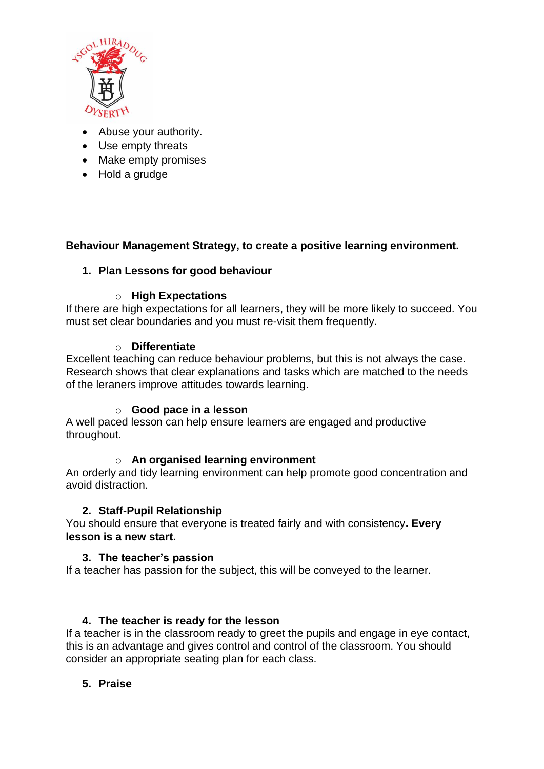- Abuse your authority.
- Use empty threats
- Make empty promises
- Hold a grudge

**Behaviour Management Strategy, to create a positive learning environment.**

1. **Plan Lessons for good behaviour**

   - **High Expectations**

If there are high expectations for all learners, they will be more likely to succeed. You must set clear boundaries and you must re-visit them frequently.

   - **Differentiate**

Excellent teaching can reduce behaviour problems, but this is not always the case. Research shows that clear explanations and tasks which are matched to the needs of the leraners improve attitudes towards learning.

   - **Good pace in a lesson**

A well paced lesson can help ensure learners are engaged and productive throughout.

   - **An organised learning environment**

An orderly and tidy learning environment can help promote good concentration and avoid distraction.

2. **Staff-Pupil Relationship**

You should ensure that everyone is treated fairly and with consistency**. Every lesson is a new start.**

3. **The teacher's passion**

If a teacher has passion for the subject, this will be conveyed to the learner.

4. **The teacher is ready for the lesson**

If a teacher is in the classroom ready to greet the pupils and engage in eye contact, this is an advantage and gives control and control of the classroom. You should consider an appropriate seating plan for each class.

5. **Praise**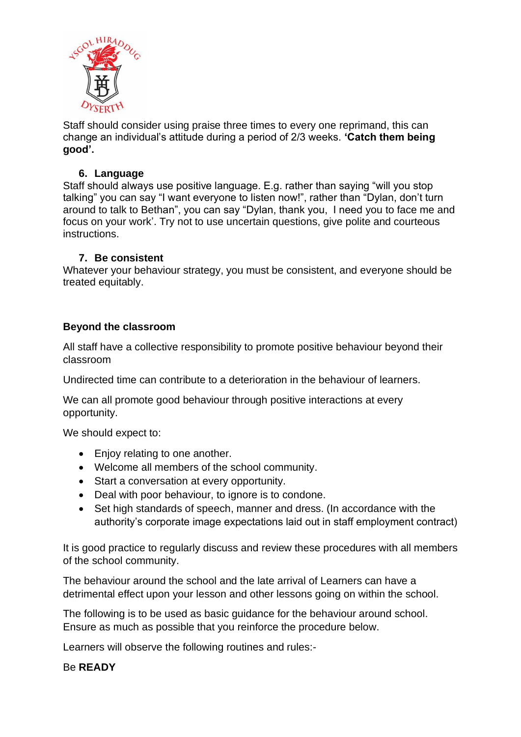Staff should consider using praise three times to every one reprimand, this can change an individual's attitude during a period of 2/3 weeks. **'Catch them being good'.**

### 6. Language

Staff should always use positive language. E.g. rather than saying "will you stop talking" you can say "I want everyone to listen now!", rather than "Dylan, don't turn around to talk to Bethan", you can say "Dylan, thank you, I need you to face me and focus on your work'. Try not to use uncertain questions, give polite and courteous instructions.

### 7. Be consistent

Whatever your behaviour strategy, you must be consistent, and everyone should be treated equitably.

## Beyond the classroom

All staff have a collective responsibility to promote positive behaviour beyond their classroom

Undirected time can contribute to a deterioration in the behaviour of learners.

We can all promote good behaviour through positive interactions at every opportunity.

We should expect to:

- Enjoy relating to one another.
- Welcome all members of the school community.
- Start a conversation at every opportunity.
- Deal with poor behaviour, to ignore is to condone.
- Set high standards of speech, manner and dress. (In accordance with the authority's corporate image expectations laid out in staff employment contract)

It is good practice to regularly discuss and review these procedures with all members of the school community.

The behaviour around the school and the late arrival of Learners can have a detrimental effect upon your lesson and other lessons going on within the school.

The following is to be used as basic guidance for the behaviour around school. Ensure as much as possible that you reinforce the procedure below.

Learners will observe the following routines and rules:-

Be **READY**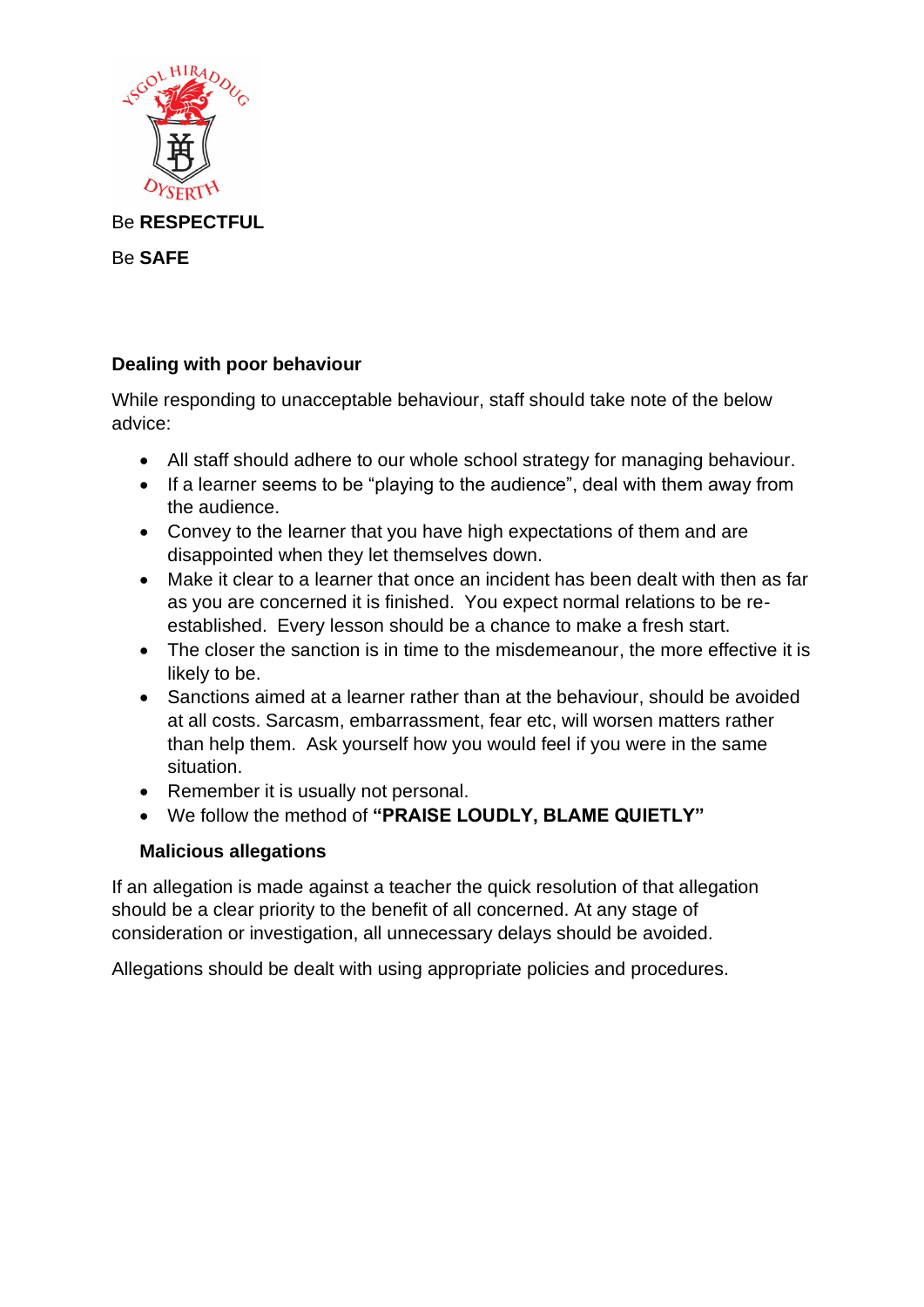Be **RESPECTFUL**

Be **SAFE**

**Dealing with poor behaviour**

While responding to unacceptable behaviour, staff should take note of the below advice:

- All staff should adhere to our whole school strategy for managing behaviour.
- If a learner seems to be "playing to the audience", deal with them away from the audience.
- Convey to the learner that you have high expectations of them and are disappointed when they let themselves down.
- Make it clear to a learner that once an incident has been dealt with then as far as you are concerned it is finished. You expect normal relations to be re-established. Every lesson should be a chance to make a fresh start.
- The closer the sanction is in time to the misdemeanour, the more effective it is likely to be.
- Sanctions aimed at a learner rather than at the behaviour, should be avoided at all costs. Sarcasm, embarrassment, fear etc, will worsen matters rather than help them. Ask yourself how you would feel if you were in the same situation.
- Remember it is usually not personal.
- We follow the method of **"PRAISE LOUDLY, BLAME QUIETLY"**

**Malicious allegations**

If an allegation is made against a teacher the quick resolution of that allegation should be a clear priority to the benefit of all concerned. At any stage of consideration or investigation, all unnecessary delays should be avoided.

Allegations should be dealt with using appropriate policies and procedures.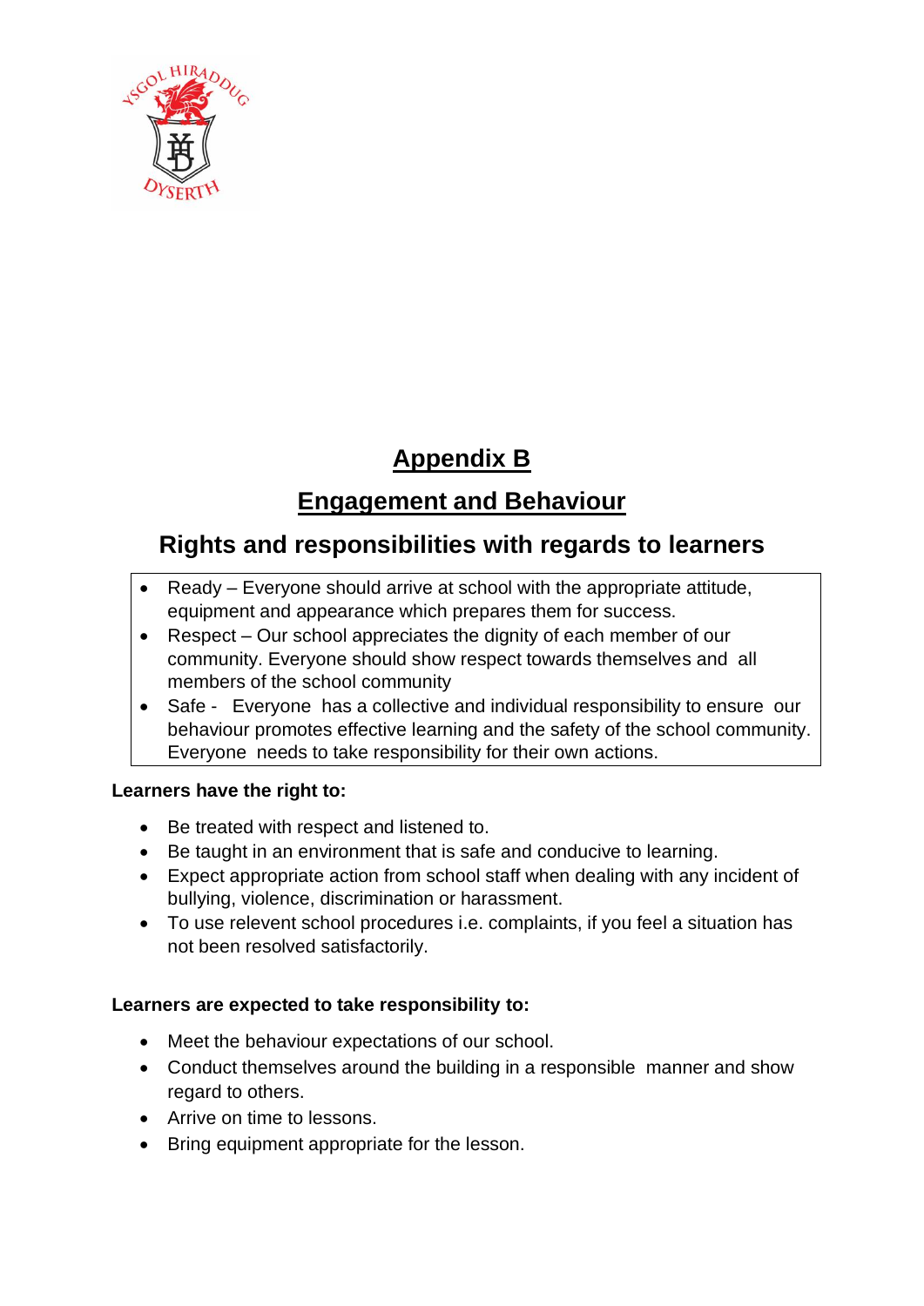# Appendix B

## Engagement and Behaviour

### Rights and responsibilities with regards to learners

- Ready – Everyone should arrive at school with the appropriate attitude, equipment and appearance which prepares them for success.
- Respect – Our school appreciates the dignity of each member of our community. Everyone should show respect towards themselves and all members of the school community
- Safe - Everyone has a collective and individual responsibility to ensure our behaviour promotes effective learning and the safety of the school community. Everyone needs to take responsibility for their own actions.

**Learners have the right to:**

- Be treated with respect and listened to.
- Be taught in an environment that is safe and conducive to learning.
- Expect appropriate action from school staff when dealing with any incident of bullying, violence, discrimination or harassment.
- To use relevent school procedures i.e. complaints, if you feel a situation has not been resolved satisfactorily.

**Learners are expected to take responsibility to:**

- Meet the behaviour expectations of our school.
- Conduct themselves around the building in a responsible manner and show regard to others.
- Arrive on time to lessons.
- Bring equipment appropriate for the lesson.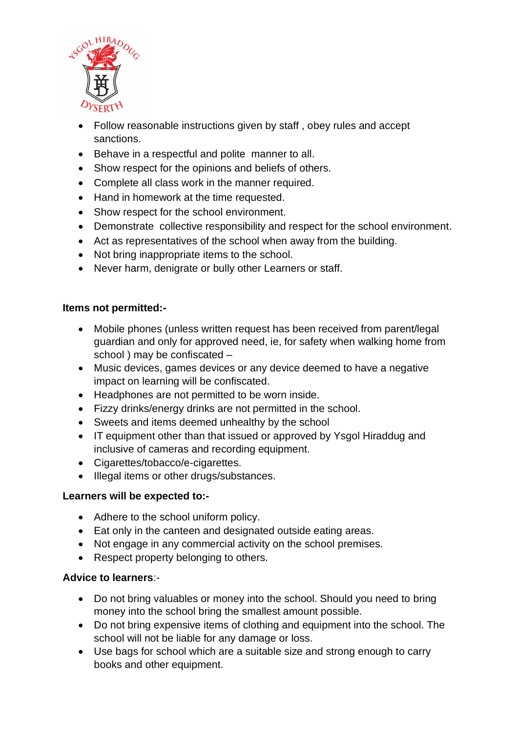- Follow reasonable instructions given by staff , obey rules and accept sanctions.
- Behave in a respectful and polite manner to all.
- Show respect for the opinions and beliefs of others.
- Complete all class work in the manner required.
- Hand in homework at the time requested.
- Show respect for the school environment.
- Demonstrate collective responsibility and respect for the school environment.
- Act as representatives of the school when away from the building.
- Not bring inappropriate items to the school.
- Never harm, denigrate or bully other Learners or staff.

**Items not permitted:-**

- Mobile phones (unless written request has been received from parent/legal guardian and only for approved need, ie, for safety when walking home from school ) may be confiscated –
- Music devices, games devices or any device deemed to have a negative impact on learning will be confiscated.
- Headphones are not permitted to be worn inside.
- Fizzy drinks/energy drinks are not permitted in the school.
- Sweets and items deemed unhealthy by the school
- IT equipment other than that issued or approved by Ysgol Hiraddug and inclusive of cameras and recording equipment.
- Cigarettes/tobacco/e-cigarettes.
- Illegal items or other drugs/substances.

**Learners will be expected to:-**

- Adhere to the school uniform policy.
- Eat only in the canteen and designated outside eating areas.
- Not engage in any commercial activity on the school premises.
- Respect property belonging to others.

**Advice to learners**:-

- Do not bring valuables or money into the school. Should you need to bring money into the school bring the smallest amount possible.
- Do not bring expensive items of clothing and equipment into the school. The school will not be liable for any damage or loss.
- Use bags for school which are a suitable size and strong enough to carry books and other equipment.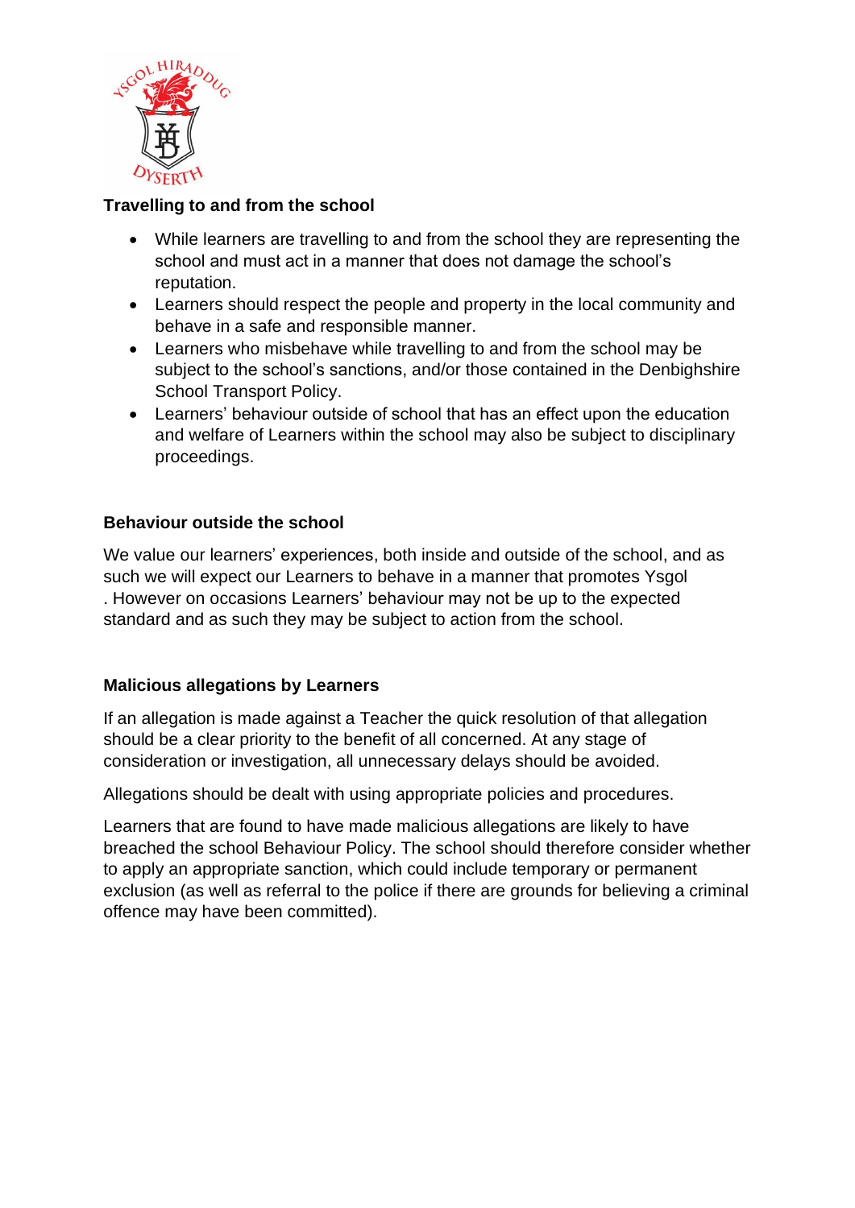### Travelling to and from the school

- While learners are travelling to and from the school they are representing the school and must act in a manner that does not damage the school's reputation.
- Learners should respect the people and property in the local community and behave in a safe and responsible manner.
- Learners who misbehave while travelling to and from the school may be subject to the school's sanctions, and/or those contained in the Denbighshire School Transport Policy.
- Learners' behaviour outside of school that has an effect upon the education and welfare of Learners within the school may also be subject to disciplinary proceedings.

### Behaviour outside the school

We value our learners' experiences, both inside and outside of the school, and as such we will expect our Learners to behave in a manner that promotes Ysgol . However on occasions Learners' behaviour may not be up to the expected standard and as such they may be subject to action from the school.

### Malicious allegations by Learners

If an allegation is made against a Teacher the quick resolution of that allegation should be a clear priority to the benefit of all concerned. At any stage of consideration or investigation, all unnecessary delays should be avoided.

Allegations should be dealt with using appropriate policies and procedures.

Learners that are found to have made malicious allegations are likely to have breached the school Behaviour Policy. The school should therefore consider whether to apply an appropriate sanction, which could include temporary or permanent exclusion (as well as referral to the police if there are grounds for believing a criminal offence may have been committed).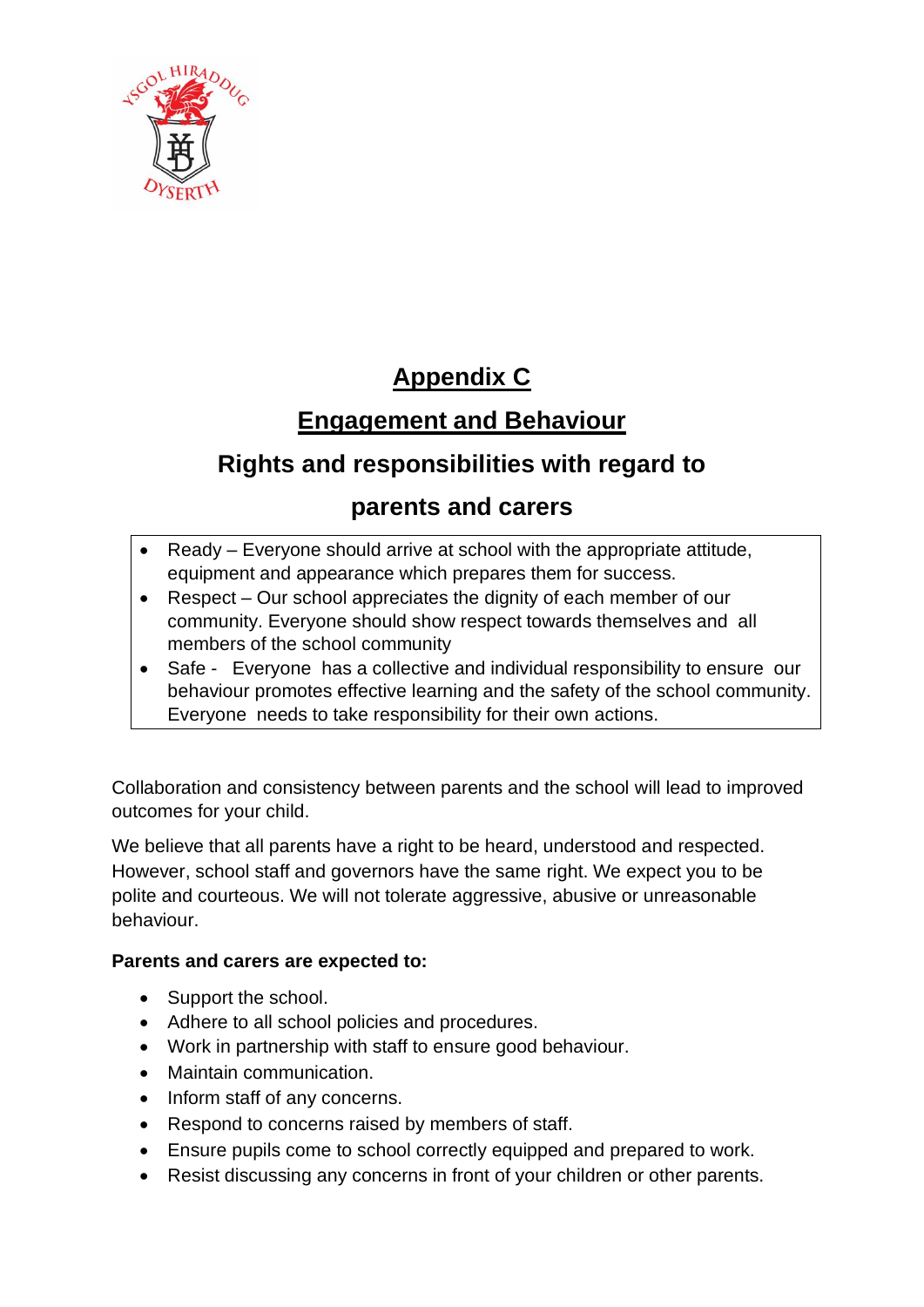# Appendix C

## Engagement and Behaviour

## Rights and responsibilities with regard to parents and carers

- Ready – Everyone should arrive at school with the appropriate attitude, equipment and appearance which prepares them for success.
- Respect – Our school appreciates the dignity of each member of our community. Everyone should show respect towards themselves and all members of the school community
- Safe - Everyone has a collective and individual responsibility to ensure our behaviour promotes effective learning and the safety of the school community. Everyone needs to take responsibility for their own actions.

Collaboration and consistency between parents and the school will lead to improved outcomes for your child.

We believe that all parents have a right to be heard, understood and respected. However, school staff and governors have the same right. We expect you to be polite and courteous. We will not tolerate aggressive, abusive or unreasonable behaviour.

**Parents and carers are expected to:**

- Support the school.
- Adhere to all school policies and procedures.
- Work in partnership with staff to ensure good behaviour.
- Maintain communication.
- Inform staff of any concerns.
- Respond to concerns raised by members of staff.
- Ensure pupils come to school correctly equipped and prepared to work.
- Resist discussing any concerns in front of your children or other parents.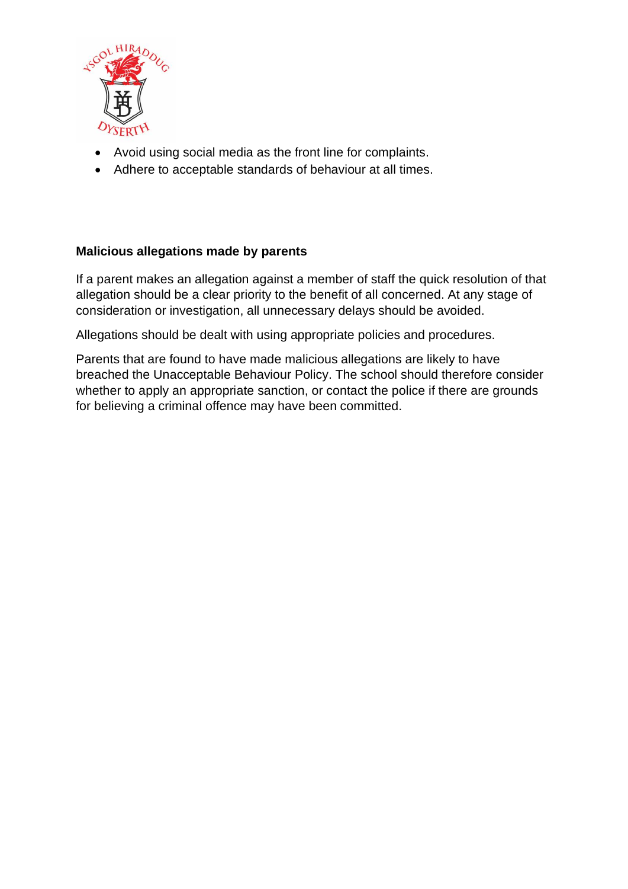- Avoid using social media as the front line for complaints.
- Adhere to acceptable standards of behaviour at all times.

**Malicious allegations made by parents**

If a parent makes an allegation against a member of staff the quick resolution of that allegation should be a clear priority to the benefit of all concerned. At any stage of consideration or investigation, all unnecessary delays should be avoided.

Allegations should be dealt with using appropriate policies and procedures.

Parents that are found to have made malicious allegations are likely to have breached the Unacceptable Behaviour Policy. The school should therefore consider whether to apply an appropriate sanction, or contact the police if there are grounds for believing a criminal offence may have been committed.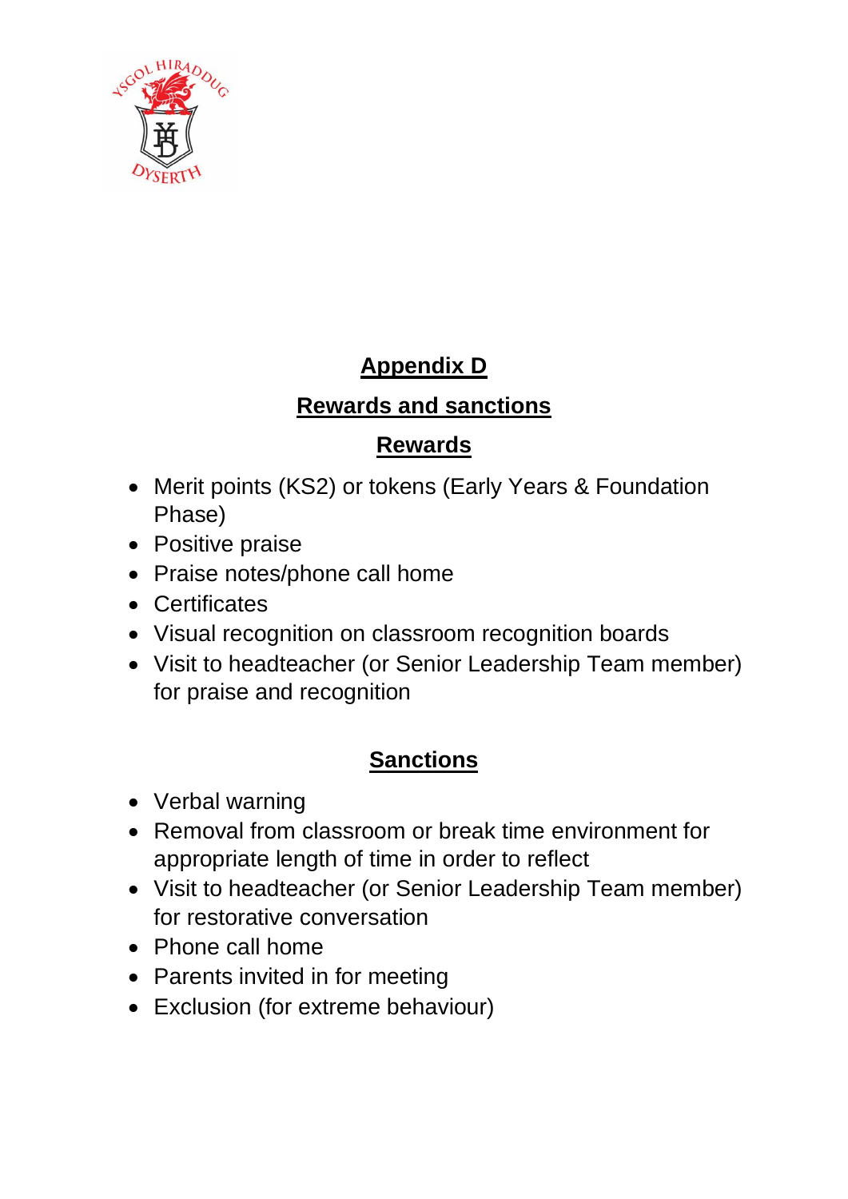## Appendix D

## Rewards and sanctions

### Rewards

- Merit points (KS2) or tokens (Early Years & Foundation Phase)
- Positive praise
- Praise notes/phone call home
- Certificates
- Visual recognition on classroom recognition boards
- Visit to headteacher (or Senior Leadership Team member) for praise and recognition

### Sanctions

- Verbal warning
- Removal from classroom or break time environment for appropriate length of time in order to reflect
- Visit to headteacher (or Senior Leadership Team member) for restorative conversation
- Phone call home
- Parents invited in for meeting
- Exclusion (for extreme behaviour)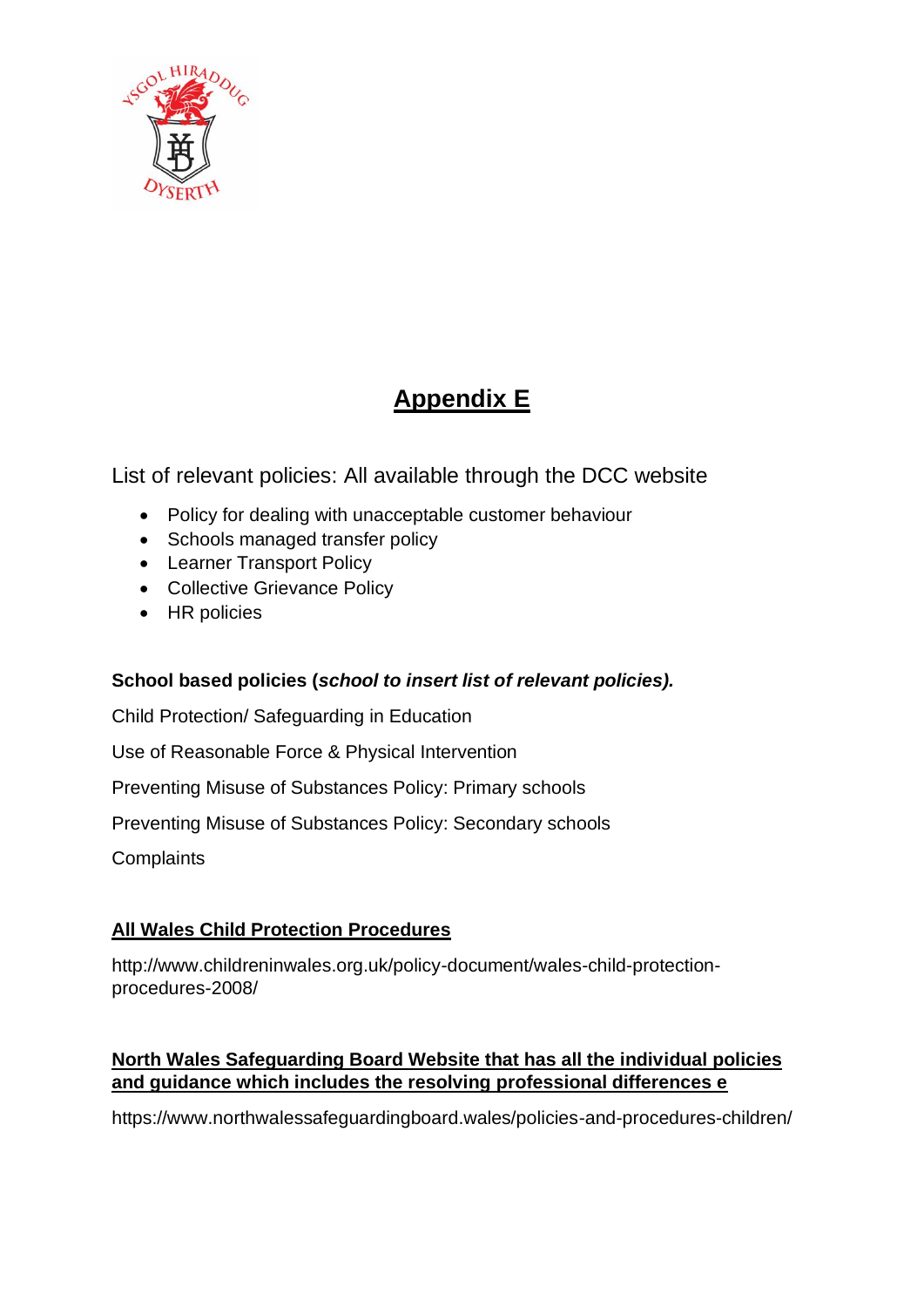# Appendix E

List of relevant policies: All available through the DCC website

- Policy for dealing with unacceptable customer behaviour
- Schools managed transfer policy
- Learner Transport Policy
- Collective Grievance Policy
- HR policies

**School based policies (*school to insert list of relevant policies).***

Child Protection/ Safeguarding in Education

Use of Reasonable Force & Physical Intervention

Preventing Misuse of Substances Policy: Primary schools

Preventing Misuse of Substances Policy: Secondary schools

Complaints

**All Wales Child Protection Procedures**

http://www.childreninwales.org.uk/policy-document/wales-child-protection-procedures-2008/

**North Wales Safeguarding Board Website that has all the individual policies and guidance which includes the resolving professional differences e**

https://www.northwalessafeguardingboard.wales/policies-and-procedures-children/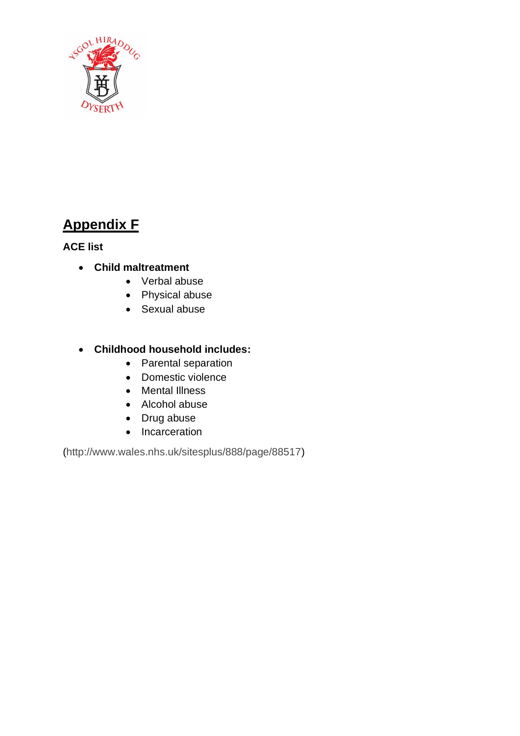## Appendix F

**ACE list**

- **Child maltreatment**
    - Verbal abuse
    - Physical abuse
    - Sexual abuse

- **Childhood household includes:**
    - Parental separation
    - Domestic violence
    - Mental Illness
    - Alcohol abuse
    - Drug abuse
    - Incarceration

(http://www.wales.nhs.uk/sitesplus/888/page/88517)